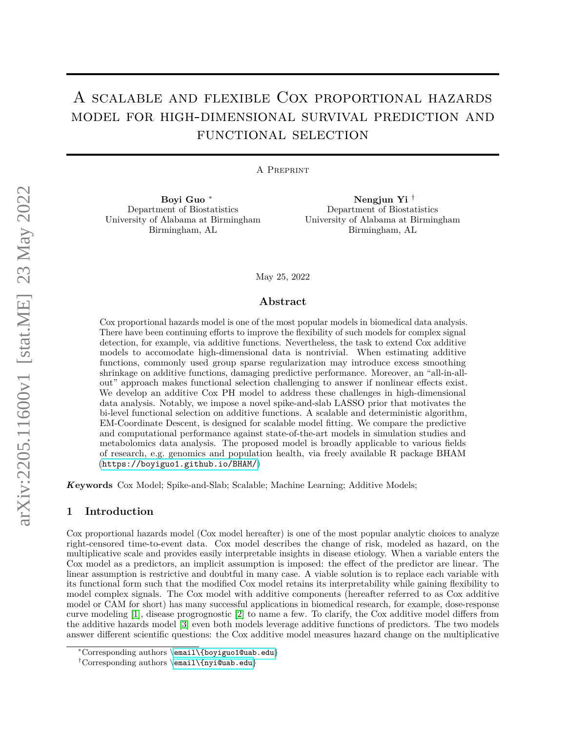# A scalable and flexible Cox proportional hazards model for high-dimensional survival prediction and functional selection

A Preprint

**Boyi Guo** *
Department of Biostatistics
University of Alabama at Birmingham
Birmingham, AL

**Nengjun Yi** †
Department of Biostatistics
University of Alabama at Birmingham
Birmingham, AL

May 25, 2022

## Abstract

Cox proportional hazards model is one of the most popular models in biomedical data analysis. There have been continuing efforts to improve the flexibility of such models for complex signal detection, for example, via additive functions. Nevertheless, the task to extend Cox additive models to accomodate high-dimensional data is nontrivial. When estimating additive functions, commonly used group sparse regularization may introduce excess smoothing shrinkage on additive functions, damaging predictive performance. Moreover, an "all-in-all-out" approach makes functional selection challenging to answer if nonlinear effects exist. We develop an additive Cox PH model to address these challenges in high-dimensional data analysis. Notably, we impose a novel spike-and-slab LASSO prior that motivates the bi-level functional selection on additive functions. A scalable and deterministic algorithm, EM-Coordinate Descent, is designed for scalable model fitting. We compare the predictive and computational performance against state-of-the-art models in simulation studies and metabolomics data analysis. The proposed model is broadly applicable to various fields of research, e.g. genomics and population health, via freely available R package BHAM (https://boyiguo1.github.io/BHAM/)

***Keywords*** Cox Model; Spike-and-Slab; Scalable; Machine Learning; Additive Models;

## 1 Introduction

Cox proportional hazards model (Cox model hereafter) is one of the most popular analytic choices to analyze right-censored time-to-event data. Cox model describes the change of risk, modeled as hazard, on the multiplicative scale and provides easily interpretable insights in disease etiology. When a variable enters the Cox model as a predictors, an implicit assumption is imposed: the effect of the predictor are linear. The linear assumption is restrictive and doubtful in many case. A viable solution is to replace each variable with its functional form such that the modified Cox model retains its interpretability while gaining flexibility to model complex signals. The Cox model with additive components (hereafter referred to as Cox additive model or CAM for short) has many successful applications in biomedical research, for example, dose-response curve modeling [1], disease progrognostic [2] to name a few. To clarify, the Cox additive model differs from the additive hazards model [3] even both models leverage additive functions of predictors. The two models answer different scientific questions: the Cox additive model measures hazard change on the multiplicative

*Corresponding authors \email\{boyiguo1@uab.edu}

†Corresponding authors \email\{nyi@uab.edu}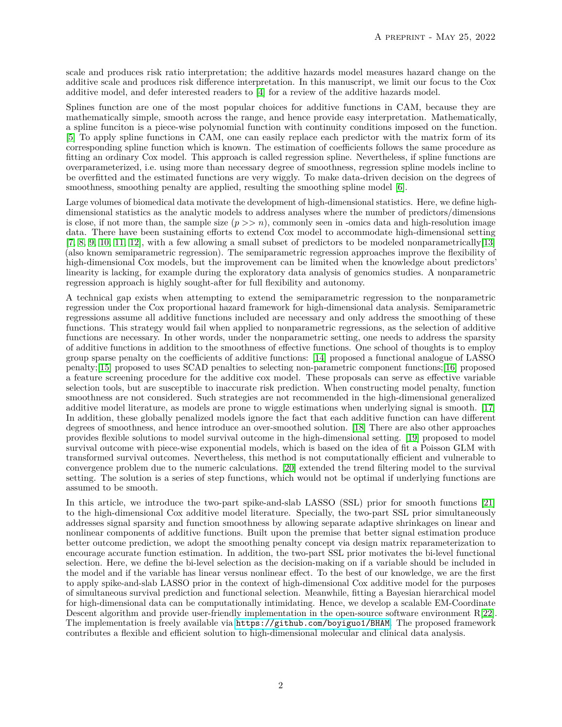scale and produces risk ratio interpretation; the additive hazards model measures hazard change on the additive scale and produces risk difference interpretation. In this manuscript, we limit our focus to the Cox additive model, and defer interested readers to [4] for a review of the additive hazards model.

Splines function are one of the most popular choices for additive functions in CAM, because they are mathematically simple, smooth across the range, and hence provide easy interpretation. Mathematically, a spline funciton is a piece-wise polynomial function with continuity conditions imposed on the function. [5] To apply spline functions in CAM, one can easily replace each predictor with the matrix form of its corresponding spline function which is known. The estimation of coefficients follows the same procedure as fitting an ordinary Cox model. This approach is called regression spline. Nevertheless, if spline functions are overparameterized, i.e. using more than necessary degree of smoothness, regression spline models incline to be overfitted and the estimated functions are very wiggly. To make data-driven decision on the degrees of smoothness, smoothing penalty are applied, resulting the smoothing spline model [6].

Large volumes of biomedical data motivate the development of high-dimensional statistics. Here, we define high-dimensional statistics as the analytic models to address analyses where the number of predictors/dimensions is close, if not more than, the sample size ($p >> n$), commonly seen in -omics data and high-resolution image data. There have been sustaining efforts to extend Cox model to accommodate high-dimensional setting [7, 8, 9, 10, 11, 12], with a few allowing a small subset of predictors to be modeled nonparametrically[13] (also known semiparametric regression). The semiparametric regression approaches improve the flexibility of high-dimensional Cox models, but the improvement can be limited when the knowledge about predictors' linearity is lacking, for example during the exploratory data analysis of genomics studies. A nonparametric regression approach is highly sought-after for full flexibility and autonomy.

A technical gap exists when attempting to extend the semiparametric regression to the nonparametric regression under the Cox proportional hazard framework for high-dimensional data analysis. Semiparametric regressions assume all additive functions included are necessary and only address the smoothing of these functions. This strategy would fail when applied to nonparametric regressions, as the selection of additive functions are necessary. In other words, under the nonparametric setting, one needs to address the sparsity of additive functions in addition to the smoothness of effective functions. One school of thoughts is to employ group sparse penalty on the coefficients of additive functions: [14] proposed a functional analogue of LASSO penalty;[15] proposed to uses SCAD penalties to selecting non-parametric component functions;[16] proposed a feature screening procedure for the additive cox model. These proposals can serve as effective variable selection tools, but are susceptible to inaccurate risk prediction. When constructing model penalty, function smoothness are not considered. Such strategies are not recommended in the high-dimensional generalized additive model literature, as models are prone to wiggle estimations when underlying signal is smooth. [17] In addition, these globally penalized models ignore the fact that each additive function can have different degrees of smoothness, and hence introduce an over-smoothed solution. [18] There are also other approaches provides flexible solutions to model survival outcome in the high-dimensional setting. [19] proposed to model survival outcome with piece-wise exponential models, which is based on the idea of fit a Poisson GLM with transformed survival outcomes. Nevertheless, this method is not computationally efficient and vulnerable to convergence problem due to the numeric calculations. [20] extended the trend filtering model to the survival setting. The solution is a series of step functions, which would not be optimal if underlying functions are assumed to be smooth.

In this article, we introduce the two-part spike-and-slab LASSO (SSL) prior for smooth functions [21] to the high-dimensional Cox additive model literature. Specially, the two-part SSL prior simultaneously addresses signal sparsity and function smoothness by allowing separate adaptive shrinkages on linear and nonlinear components of additive functions. Built upon the premise that better signal estimation produce better outcome prediction, we adopt the smoothing penalty concept via design matrix reparameterization to encourage accurate function estimation. In addition, the two-part SSL prior motivates the bi-level functional selection. Here, we define the bi-level selection as the decision-making on if a variable should be included in the model and if the variable has linear versus nonlinear effect. To the best of our knowledge, we are the first to apply spike-and-slab LASSO prior in the context of high-dimensional Cox additive model for the purposes of simultaneous survival prediction and functional selection. Meanwhile, fitting a Bayesian hierarchical model for high-dimensional data can be computationally intimidating. Hence, we develop a scalable EM-Coordinate Descent algorithm and provide user-friendly implementation in the open-source software environment R[22]. The implementation is freely available via https://github.com/boyiguo1/BHAM. The proposed framework contributes a flexible and efficient solution to high-dimensional molecular and clinical data analysis.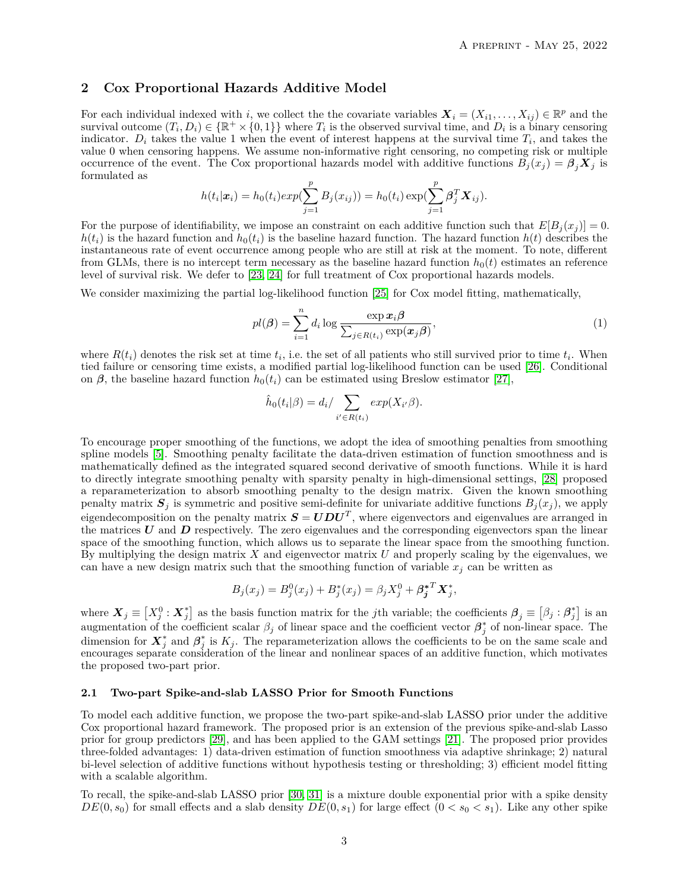## 2 Cox Proportional Hazards Additive Model

For each individual indexed with $i$, we collect the the covariate variables $\boldsymbol{X}_i = (X_{i1}, \dots, X_{ij}) \in \mathbb{R}^p$ and the survival outcome $(T_i, D_i) \in \{\mathbb{R}^+ \times \{0, 1\}\}$ where $T_i$ is the observed survival time, and $D_i$ is a binary censoring indicator. $D_i$ takes the value 1 when the event of interest happens at the survival time $T_i$, and takes the value 0 when censoring happens. We assume non-informative right censoring, no competing risk or multiple occurrence of the event. The Cox proportional hazards model with additive functions $B_j(x_j) = \boldsymbol{\beta}_j \boldsymbol{X}_j$ is formulated as

$$h(t_i|\boldsymbol{x}_i) = h_0(t_i)exp(\sum_{j=1}^{p} B_j(x_{ij})) = h_0(t_i)\exp(\sum_{j=1}^{p} \boldsymbol{\beta}_j^T \boldsymbol{X}_{ij}).$$

For the purpose of identifiability, we impose an constraint on each additive function such that $E[B_j(x_j)] = 0$. $h(t_i)$ is the hazard function and $h_0(t_i)$ is the baseline hazard function. The hazard function $h(t)$ describes the instantaneous rate of event occurrence among people who are still at risk at the moment. To note, different from GLMs, there is no intercept term necessary as the baseline hazard function $h_0(t)$ estimates an reference level of survival risk. We defer to [23, 24] for full treatment of Cox proportional hazards models.

We consider maximizing the partial log-likelihood function [25] for Cox model fitting, mathematically,

$$pl(\boldsymbol{\beta}) = \sum_{i=1}^{n} d_i \log \frac{\exp \boldsymbol{x}_i \boldsymbol{\beta}}{\sum_{j \in R(t_i)} \exp(\boldsymbol{x}_j \boldsymbol{\beta})}, \tag{1}$$

where $R(t_i)$ denotes the risk set at time $t_i$, i.e. the set of all patients who still survived prior to time $t_i$. When tied failure or censoring time exists, a modified partial log-likelihood function can be used [26]. Conditional on $\boldsymbol{\beta}$, the baseline hazard function $h_0(t_i)$ can be estimated using Breslow estimator [27],

$$\hat{h}_0(t_i|\beta) = d_i / \sum_{i' \in R(t_i)} exp(X_{i'}\beta).$$

To encourage proper smoothing of the functions, we adopt the idea of smoothing penalties from smoothing spline models [5]. Smoothing penalty facilitate the data-driven estimation of function smoothness and is mathematically defined as the integrated squared second derivative of smooth functions. While it is hard to directly integrate smoothing penalty with sparsity penalty in high-dimensional settings, [28] proposed a reparameterization to absorb smoothing penalty to the design matrix. Given the known smoothing penalty matrix $\boldsymbol{S}_j$ is symmetric and positive semi-definite for univariate additive functions $B_j(x_j)$, we apply eigendecomposition on the penalty matrix $\boldsymbol{S} = \boldsymbol{U}\boldsymbol{D}\boldsymbol{U}^T$, where eigenvectors and eigenvalues are arranged in the matrices $\boldsymbol{U}$ and $\boldsymbol{D}$ respectively. The zero eigenvalues and the corresponding eigenvectors span the linear space of the smoothing function, which allows us to separate the linear space from the smoothing function. By multiplying the design matrix $X$ and eigenvector matrix $U$ and properly scaling by the eigenvalues, we can have a new design matrix such that the smoothing function of variable $x_j$ can be written as

$$B_j(x_j) = B_j^0(x_j) + B_j^*(x_j) = \beta_j X_j^0 + \boldsymbol{\beta}_{\boldsymbol{j}}^{*T} \boldsymbol{X}_j^*,$$

where $\boldsymbol{X}_j \equiv \left[X_j^0 : \boldsymbol{X}_j^*\right]$ as the basis function matrix for the $j$th variable; the coefficients $\boldsymbol{\beta}_j \equiv \left[\beta_j : \boldsymbol{\beta}_j^*\right]$ is an augmentation of the coefficient scalar $\beta_j$ of linear space and the coefficient vector $\boldsymbol{\beta}_j^*$ of non-linear space. The dimension for $\boldsymbol{X}_j^*$ and $\boldsymbol{\beta}_j^*$ is $K_j$. The reparameterization allows the coefficients to be on the same scale and encourages separate consideration of the linear and nonlinear spaces of an additive function, which motivates the proposed two-part prior.

### 2.1 Two-part Spike-and-slab LASSO Prior for Smooth Functions

To model each additive function, we propose the two-part spike-and-slab LASSO prior under the additive Cox proportional hazard framework. The proposed prior is an extension of the previous spike-and-slab Lasso prior for group predictors [29], and has been applied to the GAM settings [21]. The proposed prior provides three-folded advantages: 1) data-driven estimation of function smoothness via adaptive shrinkage; 2) natural bi-level selection of additive functions without hypothesis testing or thresholding; 3) efficient model fitting with a scalable algorithm.

To recall, the spike-and-slab LASSO prior [30, 31] is a mixture double exponential prior with a spike density $DE(0, s_0)$ for small effects and a slab density $DE(0, s_1)$ for large effect $(0 < s_0 < s_1)$. Like any other spike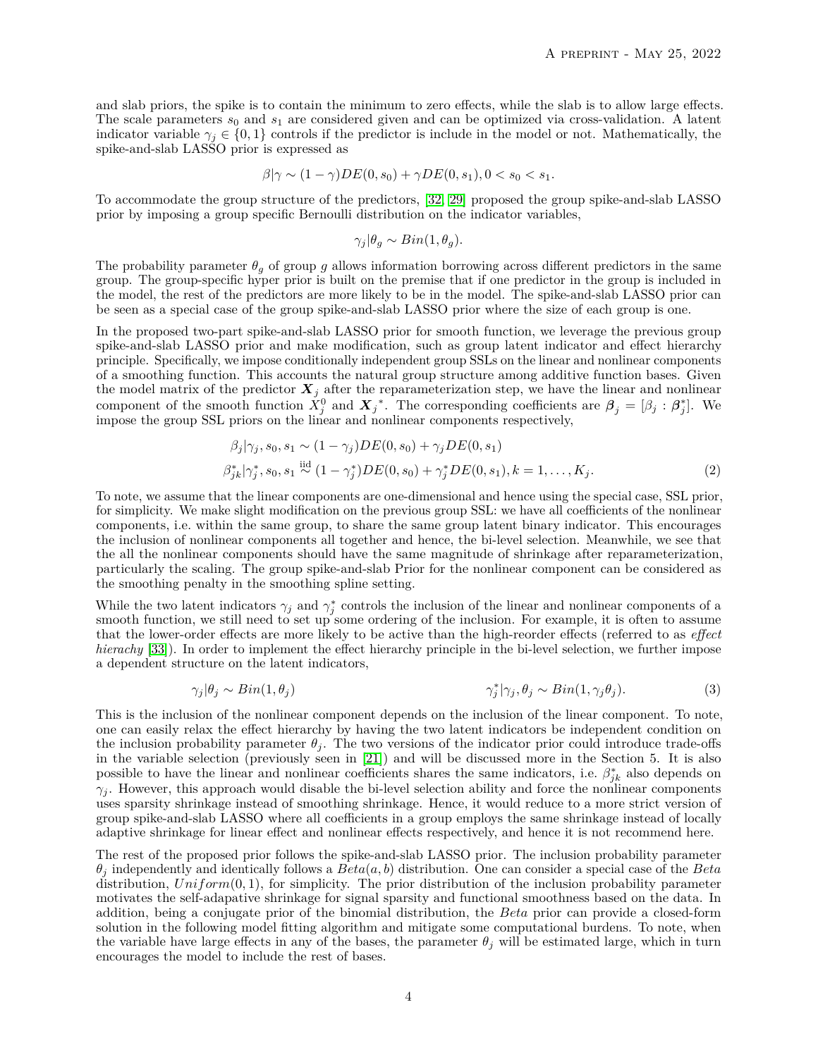and slab priors, the spike is to contain the minimum to zero effects, while the slab is to allow large effects. The scale parameters $s_0$ and $s_1$ are considered given and can be optimized via cross-validation. A latent indicator variable $\gamma_j \in \{0, 1\}$ controls if the predictor is include in the model or not. Mathematically, the spike-and-slab LASSO prior is expressed as

$$\beta|\gamma \sim (1-\gamma)DE(0, s_0) + \gamma DE(0, s_1), 0 < s_0 < s_1.$$

To accommodate the group structure of the predictors, [32, 29] proposed the group spike-and-slab LASSO prior by imposing a group specific Bernoulli distribution on the indicator variables,

$$\gamma_j|\theta_g \sim Bin(1, \theta_g).$$

The probability parameter $\theta_g$ of group $g$ allows information borrowing across different predictors in the same group. The group-specific hyper prior is built on the premise that if one predictor in the group is included in the model, the rest of the predictors are more likely to be in the model. The spike-and-slab LASSO prior can be seen as a special case of the group spike-and-slab LASSO prior where the size of each group is one.

In the proposed two-part spike-and-slab LASSO prior for smooth function, we leverage the previous group spike-and-slab LASSO prior and make modification, such as group latent indicator and effect hierarchy principle. Specifically, we impose conditionally independent group SSLs on the linear and nonlinear components of a smoothing function. This accounts the natural group structure among additive function bases. Given the model matrix of the predictor $\boldsymbol{X}_j$ after the reparameterization step, we have the linear and nonlinear component of the smooth function $X_j^0$ and $\boldsymbol{X}_j{}^*$. The corresponding coefficients are $\boldsymbol{\beta}_j = [\beta_j : \boldsymbol{\beta}_j^*]$. We impose the group SSL priors on the linear and nonlinear components respectively,

$$\begin{aligned}
\beta_j|\gamma_j, s_0, s_1 &\sim (1-\gamma_j)DE(0, s_0) + \gamma_j DE(0, s_1) \\
\beta_{jk}^*|\gamma_j^*, s_0, s_1 &\overset{\text{iid}}{\sim} (1-\gamma_j^*)DE(0, s_0) + \gamma_j^* DE(0, s_1), k = 1, \dots, K_j.
\end{aligned} \tag{2}$$

To note, we assume that the linear components are one-dimensional and hence using the special case, SSL prior, for simplicity. We make slight modification on the previous group SSL: we have all coefficients of the nonlinear components, i.e. within the same group, to share the same group latent binary indicator. This encourages the inclusion of nonlinear components all together and hence, the bi-level selection. Meanwhile, we see that the all the nonlinear components should have the same magnitude of shrinkage after reparameterization, particularly the scaling. The group spike-and-slab Prior for the nonlinear component can be considered as the smoothing penalty in the smoothing spline setting.

While the two latent indicators $\gamma_j$ and $\gamma_j^*$ controls the inclusion of the linear and nonlinear components of a smooth function, we still need to set up some ordering of the inclusion. For example, it is often to assume that the lower-order effects are more likely to be active than the high-reorder effects (referred to as *effect hierachy* [33]). In order to implement the effect hierarchy principle in the bi-level selection, we further impose a dependent structure on the latent indicators,

$$\gamma_j|\theta_j \sim Bin(1, \theta_j) \qquad\qquad \gamma_j^*|\gamma_j, \theta_j \sim Bin(1, \gamma_j\theta_j). \tag{3}$$

This is the inclusion of the nonlinear component depends on the inclusion of the linear component. To note, one can easily relax the effect hierarchy by having the two latent indicators be independent condition on the inclusion probability parameter $\theta_j$. The two versions of the indicator prior could introduce trade-offs in the variable selection (previously seen in [21]) and will be discussed more in the Section 5. It is also possible to have the linear and nonlinear coefficients shares the same indicators, i.e. $\beta_{jk}^*$ also depends on $\gamma_j$. However, this approach would disable the bi-level selection ability and force the nonlinear components uses sparsity shrinkage instead of smoothing shrinkage. Hence, it would reduce to a more strict version of group spike-and-slab LASSO where all coefficients in a group employs the same shrinkage instead of locally adaptive shrinkage for linear effect and nonlinear effects respectively, and hence it is not recommend here.

The rest of the proposed prior follows the spike-and-slab LASSO prior. The inclusion probability parameter $\theta_j$ independently and identically follows a $Beta(a, b)$ distribution. One can consider a special case of the *Beta* distribution, $Uniform(0, 1)$, for simplicity. The prior distribution of the inclusion probability parameter motivates the self-adapative shrinkage for signal sparsity and functional smoothness based on the data. In addition, being a conjugate prior of the binomial distribution, the *Beta* prior can provide a closed-form solution in the following model fitting algorithm and mitigate some computational burdens. To note, when the variable have large effects in any of the bases, the parameter $\theta_j$ will be estimated large, which in turn encourages the model to include the rest of bases.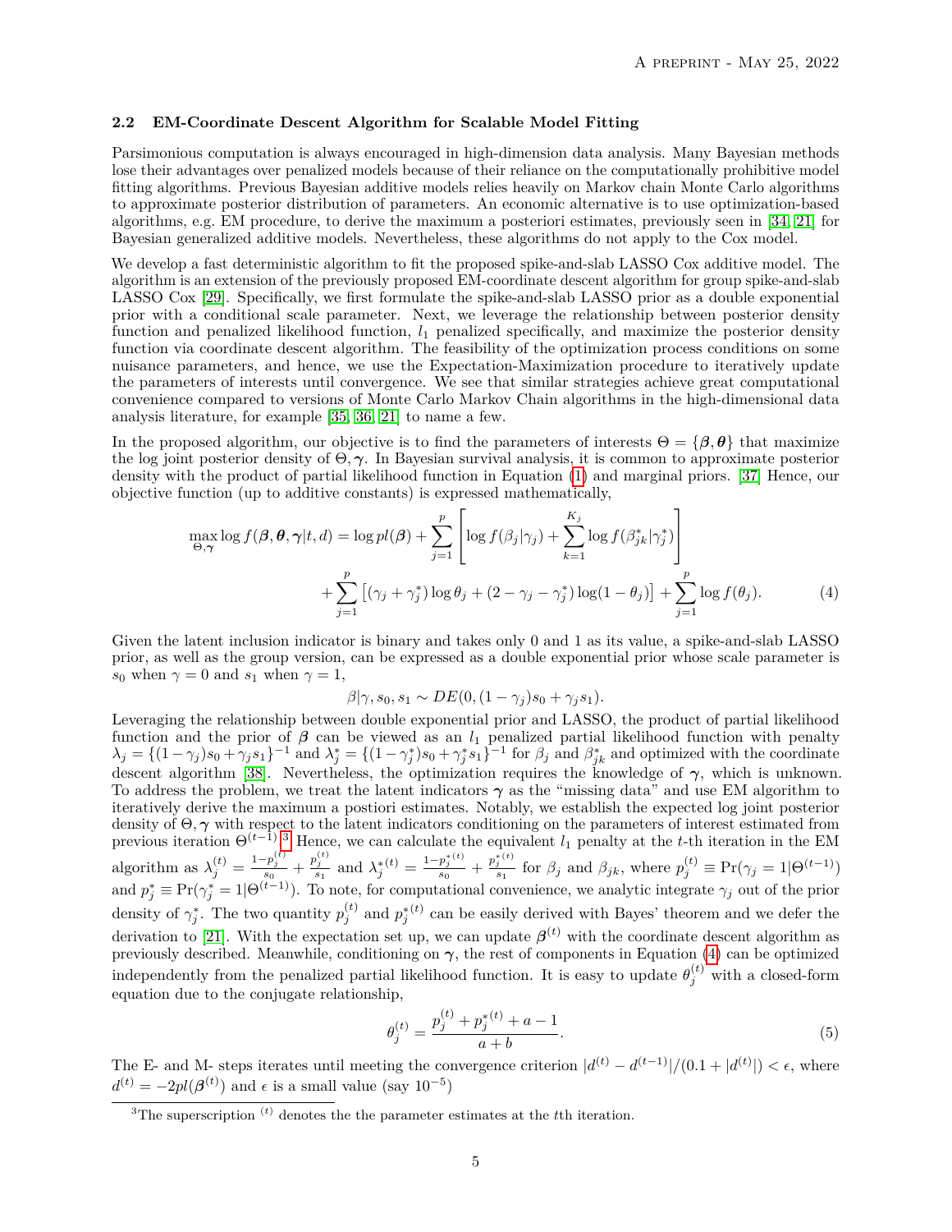### 2.2 EM-Coordinate Descent Algorithm for Scalable Model Fitting

Parsimonious computation is always encouraged in high-dimension data analysis. Many Bayesian methods lose their advantages over penalized models because of their reliance on the computationally prohibitive model fitting algorithms. Previous Bayesian additive models relies heavily on Markov chain Monte Carlo algorithms to approximate posterior distribution of parameters. An economic alternative is to use optimization-based algorithms, e.g. EM procedure, to derive the maximum a posteriori estimates, previously seen in [34, 21] for Bayesian generalized additive models. Nevertheless, these algorithms do not apply to the Cox model.

We develop a fast deterministic algorithm to fit the proposed spike-and-slab LASSO Cox additive model. The algorithm is an extension of the previously proposed EM-coordinate descent algorithm for group spike-and-slab LASSO Cox [29]. Specifically, we first formulate the spike-and-slab LASSO prior as a double exponential prior with a conditional scale parameter. Next, we leverage the relationship between posterior density function and penalized likelihood function, $l_1$ penalized specifically, and maximize the posterior density function via coordinate descent algorithm. The feasibility of the optimization process conditions on some nuisance parameters, and hence, we use the Expectation-Maximization procedure to iteratively update the parameters of interests until convergence. We see that similar strategies achieve great computational convenience compared to versions of Monte Carlo Markov Chain algorithms in the high-dimensional data analysis literature, for example [35, 36, 21] to name a few.

In the proposed algorithm, our objective is to find the parameters of interests $\Theta = \{\boldsymbol{\beta}, \boldsymbol{\theta}\}$ that maximize the log joint posterior density of $\Theta, \boldsymbol{\gamma}$. In Bayesian survival analysis, it is common to approximate posterior density with the product of partial likelihood function in Equation (1) and marginal priors. [37] Hence, our objective function (up to additive constants) is expressed mathematically,

$$
\begin{aligned}
\max_{\Theta, \boldsymbol{\gamma}} \log f(\boldsymbol{\beta}, \boldsymbol{\theta}, \boldsymbol{\gamma} | t, d) = \log pl(\boldsymbol{\beta}) + \sum_{j=1}^{p} \left[ \log f(\beta_j | \gamma_j) + \sum_{k=1}^{K_j} \log f(\beta^*_{jk} | \gamma^*_j) \right] \\
+ \sum_{j=1}^{p} \left[ (\gamma_j + \gamma^*_j) \log \theta_j + (2 - \gamma_j - \gamma^*_j) \log(1 - \theta_j) \right] + \sum_{j=1}^{p} \log f(\theta_j). \qquad (4)
\end{aligned}
$$

Given the latent inclusion indicator is binary and takes only 0 and 1 as its value, a spike-and-slab LASSO prior, as well as the group version, can be expressed as a double exponential prior whose scale parameter is $s_0$ when $\gamma = 0$ and $s_1$ when $\gamma = 1$,

$$
\beta | \gamma, s_0, s_1 \sim DE(0, (1 - \gamma_j) s_0 + \gamma_j s_1).
$$

Leveraging the relationship between double exponential prior and LASSO, the product of partial likelihood function and the prior of $\boldsymbol{\beta}$ can be viewed as an $l_1$ penalized partial likelihood function with penalty $\lambda_j = \{(1 - \gamma_j) s_0 + \gamma_j s_1\}^{-1}$ and $\lambda^*_j = \{(1 - \gamma^*_j) s_0 + \gamma^*_j s_1\}^{-1}$ for $\beta_j$ and $\beta^*_{jk}$ and optimized with the coordinate descent algorithm [38]. Nevertheless, the optimization requires the knowledge of $\boldsymbol{\gamma}$, which is unknown. To address the problem, we treat the latent indicators $\boldsymbol{\gamma}$ as the "missing data" and use EM algorithm to iteratively derive the maximum a postiori estimates. Notably, we establish the expected log joint posterior density of $\Theta, \boldsymbol{\gamma}$ with respect to the latent indicators conditioning on the parameters of interest estimated from previous iteration $\Theta^{(t-1)}$.[3] Hence, we can calculate the equivalent $l_1$ penalty at the $t$-th iteration in the EM algorithm as $\lambda_j^{(t)} = \frac{1 - p_j^{(t)}}{s_0} + \frac{p_j^{(t)}}{s_1}$ and $\lambda_j^{*(t)} = \frac{1 - p_j^{*(t)}}{s_0} + \frac{p_j^{*(t)}}{s_1}$ for $\beta_j$ and $\beta_{jk}$, where $p_j^{(t)} \equiv \Pr(\gamma_j = 1 | \Theta^{(t-1)})$ and $p^*_j \equiv \Pr(\gamma^*_j = 1 | \Theta^{(t-1)})$. To note, for computational convenience, we analytic integrate $\gamma_j$ out of the prior density of $\gamma^*_j$. The two quantity $p_j^{(t)}$ and $p_j^{*(t)}$ can be easily derived with Bayes' theorem and we defer the derivation to [21]. With the expectation set up, we can update $\boldsymbol{\beta}^{(t)}$ with the coordinate descent algorithm as previously described. Meanwhile, conditioning on $\boldsymbol{\gamma}$, the rest of components in Equation (4) can be optimized independently from the penalized partial likelihood function. It is easy to update $\theta_j^{(t)}$ with a closed-form equation due to the conjugate relationship,

$$
\theta_j^{(t)} = \frac{p_j^{(t)} + p_j^{*(t)} + a - 1}{a + b}. \qquad (5)
$$

The E- and M- steps iterates until meeting the convergence criterion $|d^{(t)} - d^{(t-1)}| / (0.1 + |d^{(t)}|) < \epsilon$, where $d^{(t)} = -2pl(\boldsymbol{\beta}^{(t)})$ and $\epsilon$ is a small value (say $10^{-5}$)

[3] The superscription $^{(t)}$ denotes the the parameter estimates at the $t$th iteration.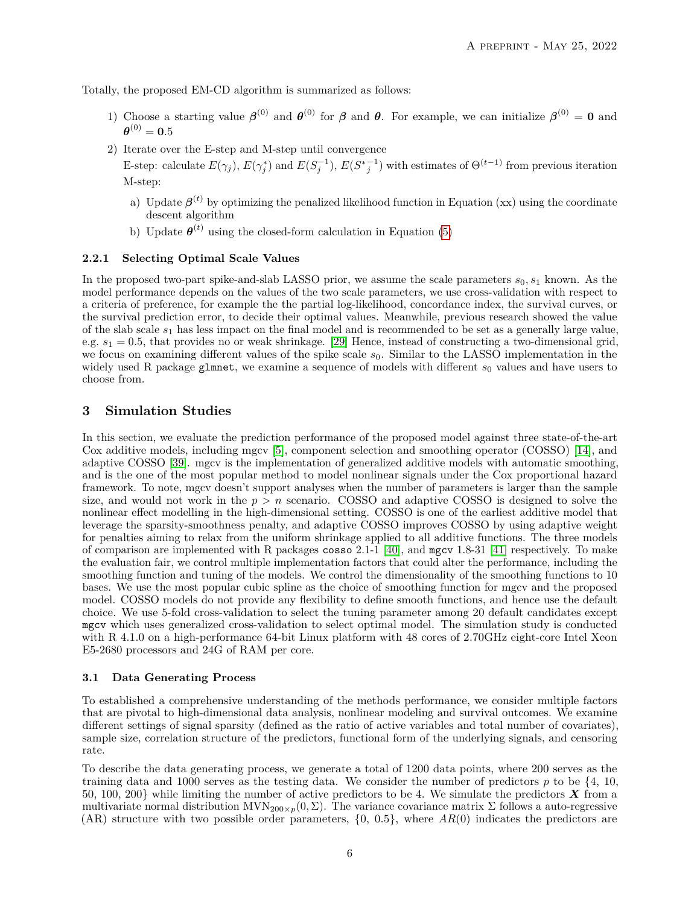Totally, the proposed EM-CD algorithm is summarized as follows:

1) Choose a starting value $\boldsymbol{\beta}^{(0)}$ and $\boldsymbol{\theta}^{(0)}$ for $\boldsymbol{\beta}$ and $\boldsymbol{\theta}$. For example, we can initialize $\boldsymbol{\beta}^{(0)} = \mathbf{0}$ and $\boldsymbol{\theta}^{(0)} = \mathbf{0}.5$
2) Iterate over the E-step and M-step until convergence
   E-step: calculate $E(\gamma_j)$, $E(\gamma_j^*)$ and $E(S_j^{-1})$, $E({S^*}_j^{-1})$ with estimates of $\Theta^{(t-1)}$ from previous iteration
   M-step:
   a) Update $\boldsymbol{\beta}^{(t)}$ by optimizing the penalized likelihood function in Equation (xx) using the coordinate descent algorithm
   b) Update $\boldsymbol{\theta}^{(t)}$ using the closed-form calculation in Equation (5)

### 2.2.1 Selecting Optimal Scale Values

In the proposed two-part spike-and-slab LASSO prior, we assume the scale parameters $s_0, s_1$ known. As the model performance depends on the values of the two scale parameters, we use cross-validation with respect to a criteria of preference, for example the the partial log-likelihood, concordance index, the survival curves, or the survival prediction error, to decide their optimal values. Meanwhile, previous research showed the value of the slab scale $s_1$ has less impact on the final model and is recommended to be set as a generally large value, e.g. $s_1 = 0.5$, that provides no or weak shrinkage. [29] Hence, instead of constructing a two-dimensional grid, we focus on examining different values of the spike scale $s_0$. Similar to the LASSO implementation in the widely used R package `glmnet`, we examine a sequence of models with different $s_0$ values and have users to choose from.

## 3 Simulation Studies

In this section, we evaluate the prediction performance of the proposed model against three state-of-the-art Cox additive models, including mgcv [5], component selection and smoothing operator (COSSO) [14], and adaptive COSSO [39]. mgcv is the implementation of generalized additive models with automatic smoothing, and is the one of the most popular method to model nonlinear signals under the Cox proportional hazard framework. To note, mgcv doesn't support analyses when the number of parameters is larger than the sample size, and would not work in the $p > n$ scenario. COSSO and adaptive COSSO is designed to solve the nonlinear effect modelling in the high-dimensional setting. COSSO is one of the earliest additive model that leverage the sparsity-smoothness penalty, and adaptive COSSO improves COSSO by using adaptive weight for penalties aiming to relax from the uniform shrinkage applied to all additive functions. The three models of comparison are implemented with R packages `cosso` 2.1-1 [40], and `mgcv` 1.8-31 [41] respectively. To make the evaluation fair, we control multiple implementation factors that could alter the performance, including the smoothing function and tuning of the models. We control the dimensionality of the smoothing functions to 10 bases. We use the most popular cubic spline as the choice of smoothing function for mgcv and the proposed model. COSSO models do not provide any flexibility to define smooth functions, and hence use the default choice. We use 5-fold cross-validation to select the tuning parameter among 20 default candidates except `mgcv` which uses generalized cross-validation to select optimal model. The simulation study is conducted with R 4.1.0 on a high-performance 64-bit Linux platform with 48 cores of 2.70GHz eight-core Intel Xeon E5-2680 processors and 24G of RAM per core.

### 3.1 Data Generating Process

To established a comprehensive understanding of the methods performance, we consider multiple factors that are pivotal to high-dimensional data analysis, nonlinear modeling and survival outcomes. We examine different settings of signal sparsity (defined as the ratio of active variables and total number of covariates), sample size, correlation structure of the predictors, functional form of the underlying signals, and censoring rate.

To describe the data generating process, we generate a total of 1200 data points, where 200 serves as the training data and 1000 serves as the testing data. We consider the number of predictors $p$ to be {4, 10, 50, 100, 200} while limiting the number of active predictors to be 4. We simulate the predictors $\boldsymbol{X}$ from a multivariate normal distribution $\text{MVN}_{200\times p}(0, \Sigma)$. The variance covariance matrix $\Sigma$ follows a auto-regressive (AR) structure with two possible order parameters, {0, 0.5}, where $AR(0)$ indicates the predictors are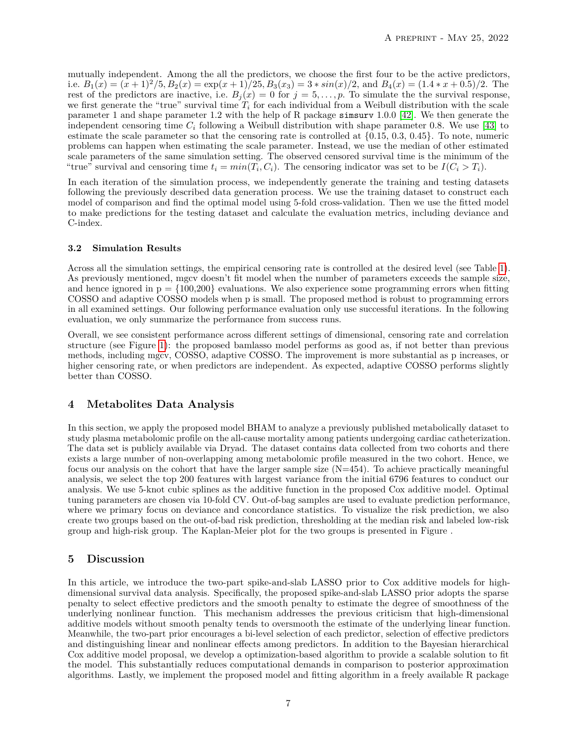mutually independent. Among the all the predictors, we choose the first four to be the active predictors, i.e. $B_1(x) = (x+1)^2/5, B_2(x) = \exp(x+1)/25, B_3(x_3) = 3 * sin(x)/2$, and $B_4(x) = (1.4 * x + 0.5)/2$. The rest of the predictors are inactive, i.e. $B_j(x) = 0$ for $j = 5, \dots, p$. To simulate the the survival response, we first generate the "true" survival time $T_i$ for each individual from a Weibull distribution with the scale parameter 1 and shape parameter 1.2 with the help of R package `simsurv` 1.0.0 [42]. We then generate the independent censoring time $C_i$ following a Weibull distribution with shape parameter 0.8. We use [43] to estimate the scale parameter so that the censoring rate is controlled at {0.15, 0.3, 0.45}. To note, numeric problems can happen when estimating the scale parameter. Instead, we use the median of other estimated scale parameters of the same simulation setting. The observed censored survival time is the minimum of the "true" survival and censoring time $t_i = min(T_i, C_i)$. The censoring indicator was set to be $I(C_i > T_i)$.

In each iteration of the simulation process, we independently generate the training and testing datasets following the previously described data generation process. We use the training dataset to construct each model of comparison and find the optimal model using 5-fold cross-validation. Then we use the fitted model to make predictions for the testing dataset and calculate the evaluation metrics, including deviance and C-index.

### 3.2 Simulation Results

Across all the simulation settings, the empirical censoring rate is controlled at the desired level (see Table 1). As previously mentioned, mgcv doesn't fit model when the number of parameters exceeds the sample size, and hence ignored in p = {100,200} evaluations. We also experience some programming errors when fitting COSSO and adaptive COSSO models when p is small. The proposed method is robust to programming errors in all examined settings. Our following performance evaluation only use successful iterations. In the following evaluation, we only summarize the performance from success runs.

Overall, we see consistent performance across different settings of dimensional, censoring rate and correlation structure (see Figure 1): the proposed bamlasso model performs as good as, if not better than previous methods, including mgcv, COSSO, adaptive COSSO. The improvement is more substantial as p increases, or higher censoring rate, or when predictors are independent. As expected, adaptive COSSO performs slightly better than COSSO.

## 4 Metabolites Data Analysis

In this section, we apply the proposed model BHAM to analyze a previously published metabolically dataset to study plasma metabolomic profile on the all-cause mortality among patients undergoing cardiac catheterization. The data set is publicly available via Dryad. The dataset contains data collected from two cohorts and there exists a large number of non-overlapping among metabolomic profile measured in the two cohort. Hence, we focus our analysis on the cohort that have the larger sample size (N=454). To achieve practically meaningful analysis, we select the top 200 features with largest variance from the initial 6796 features to conduct our analysis. We use 5-knot cubic splines as the additive function in the proposed Cox additive model. Optimal tuning parameters are chosen via 10-fold CV. Out-of-bag samples are used to evaluate prediction performance, where we primary focus on deviance and concordance statistics. To visualize the risk prediction, we also create two groups based on the out-of-bad risk prediction, thresholding at the median risk and labeled low-risk group and high-risk group. The Kaplan-Meier plot for the two groups is presented in Figure .

## 5 Discussion

In this article, we introduce the two-part spike-and-slab LASSO prior to Cox additive models for high-dimensional survival data analysis. Specifically, the proposed spike-and-slab LASSO prior adopts the sparse penalty to select effective predictors and the smooth penalty to estimate the degree of smoothness of the underlying nonlinear function. This mechanism addresses the previous criticism that high-dimensional additive models without smooth penalty tends to oversmooth the estimate of the underlying linear function. Meanwhile, the two-part prior encourages a bi-level selection of each predictor, selection of effective predictors and distinguishing linear and nonlinear effects among predictors. In addition to the Bayesian hierarchical Cox additive model proposal, we develop a optimization-based algorithm to provide a scalable solution to fit the model. This substantially reduces computational demands in comparison to posterior approximation algorithms. Lastly, we implement the proposed model and fitting algorithm in a freely available R package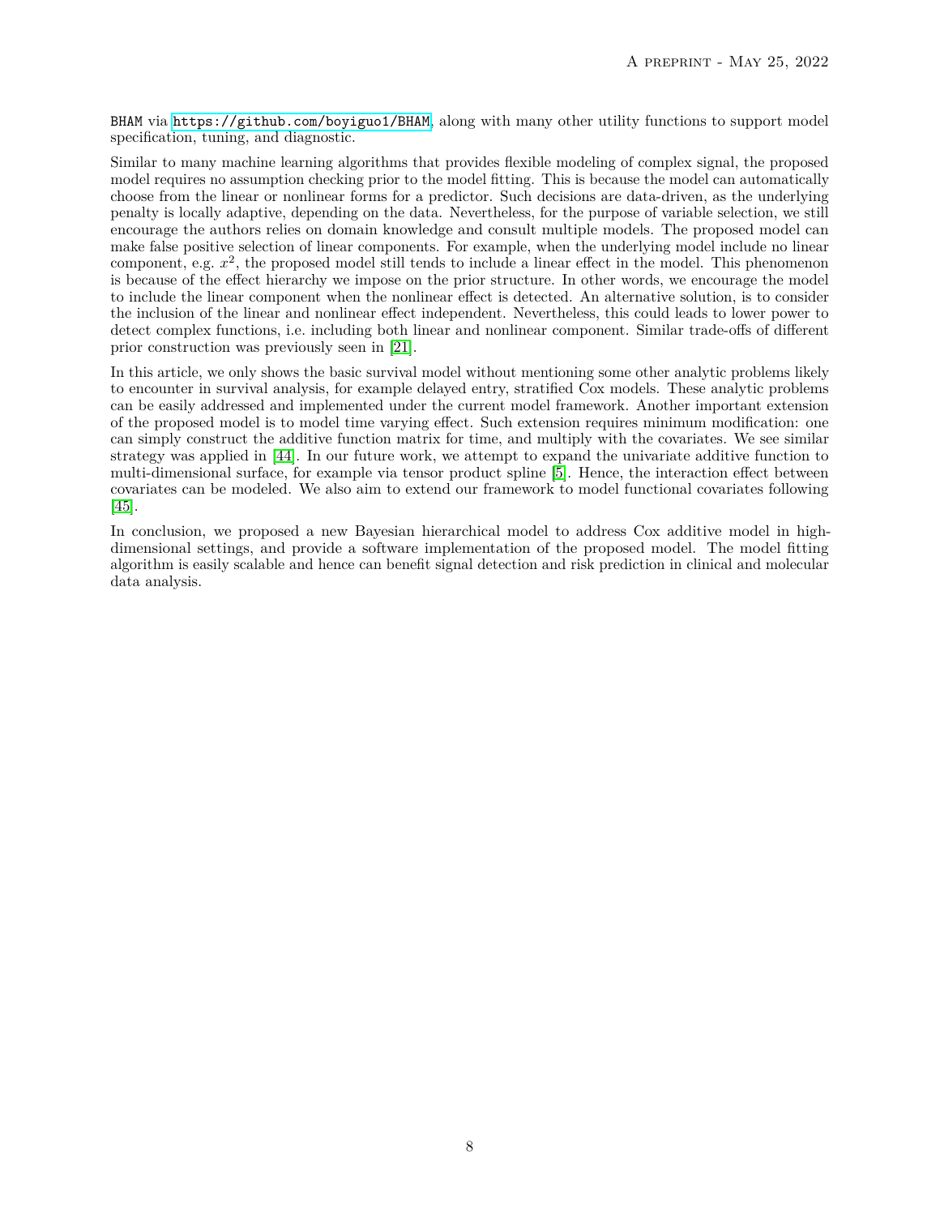BHAM via https://github.com/boyiguo1/BHAM, along with many other utility functions to support model specification, tuning, and diagnostic.

Similar to many machine learning algorithms that provides flexible modeling of complex signal, the proposed model requires no assumption checking prior to the model fitting. This is because the model can automatically choose from the linear or nonlinear forms for a predictor. Such decisions are data-driven, as the underlying penalty is locally adaptive, depending on the data. Nevertheless, for the purpose of variable selection, we still encourage the authors relies on domain knowledge and consult multiple models. The proposed model can make false positive selection of linear components. For example, when the underlying model include no linear component, e.g. $x^2$, the proposed model still tends to include a linear effect in the model. This phenomenon is because of the effect hierarchy we impose on the prior structure. In other words, we encourage the model to include the linear component when the nonlinear effect is detected. An alternative solution, is to consider the inclusion of the linear and nonlinear effect independent. Nevertheless, this could leads to lower power to detect complex functions, i.e. including both linear and nonlinear component. Similar trade-offs of different prior construction was previously seen in [21].

In this article, we only shows the basic survival model without mentioning some other analytic problems likely to encounter in survival analysis, for example delayed entry, stratified Cox models. These analytic problems can be easily addressed and implemented under the current model framework. Another important extension of the proposed model is to model time varying effect. Such extension requires minimum modification: one can simply construct the additive function matrix for time, and multiply with the covariates. We see similar strategy was applied in [44]. In our future work, we attempt to expand the univariate additive function to multi-dimensional surface, for example via tensor product spline [5]. Hence, the interaction effect between covariates can be modeled. We also aim to extend our framework to model functional covariates following [45].

In conclusion, we proposed a new Bayesian hierarchical model to address Cox additive model in high-dimensional settings, and provide a software implementation of the proposed model. The model fitting algorithm is easily scalable and hence can benefit signal detection and risk prediction in clinical and molecular data analysis.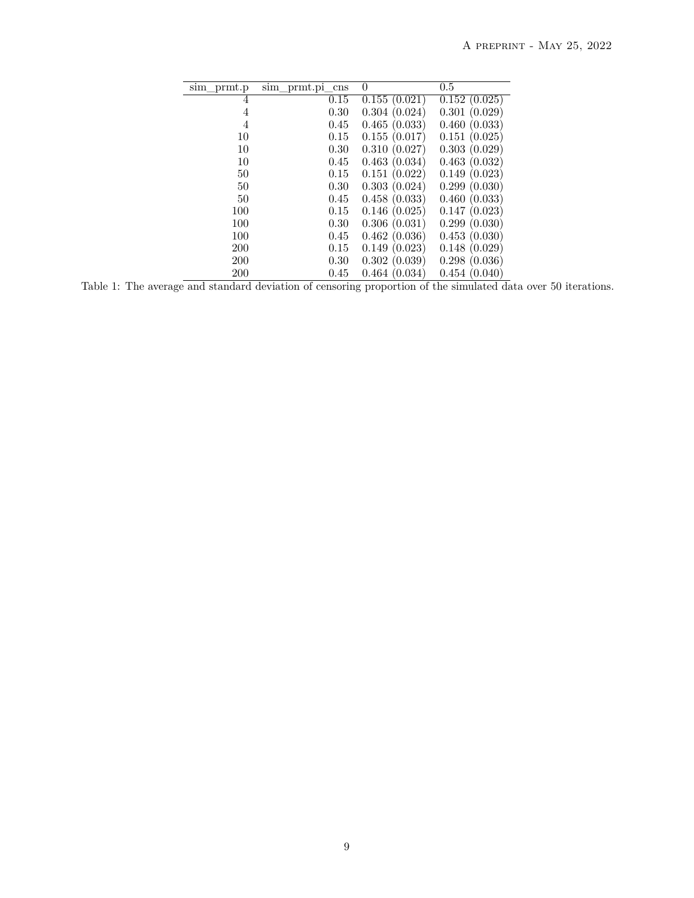| sim_prmt.p | sim_prmt.pi_cns | 0 | 0.5 |
|---:|---:|---|---|
| 4 | 0.15 | 0.155 (0.021) | 0.152 (0.025) |
| 4 | 0.30 | 0.304 (0.024) | 0.301 (0.029) |
| 4 | 0.45 | 0.465 (0.033) | 0.460 (0.033) |
| 10 | 0.15 | 0.155 (0.017) | 0.151 (0.025) |
| 10 | 0.30 | 0.310 (0.027) | 0.303 (0.029) |
| 10 | 0.45 | 0.463 (0.034) | 0.463 (0.032) |
| 50 | 0.15 | 0.151 (0.022) | 0.149 (0.023) |
| 50 | 0.30 | 0.303 (0.024) | 0.299 (0.030) |
| 50 | 0.45 | 0.458 (0.033) | 0.460 (0.033) |
| 100 | 0.15 | 0.146 (0.025) | 0.147 (0.023) |
| 100 | 0.30 | 0.306 (0.031) | 0.299 (0.030) |
| 100 | 0.45 | 0.462 (0.036) | 0.453 (0.030) |
| 200 | 0.15 | 0.149 (0.023) | 0.148 (0.029) |
| 200 | 0.30 | 0.302 (0.039) | 0.298 (0.036) |
| 200 | 0.45 | 0.464 (0.034) | 0.454 (0.040) |

Table 1: The average and standard deviation of censoring proportion of the simulated data over 50 iterations.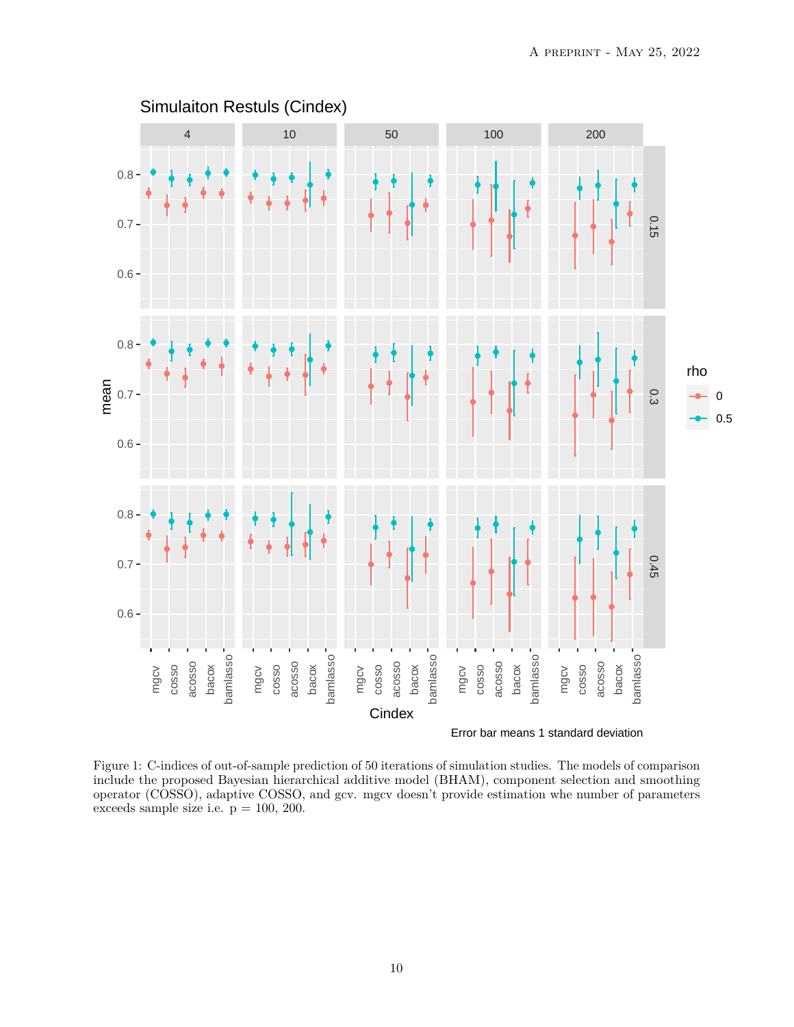Figure 1: C-indices of out-of-sample prediction of 50 iterations of simulation studies. The models of comparison include the proposed Bayesian hierarchical additive model (BHAM), component selection and smoothing operator (COSSO), adaptive COSSO, and gcv. mgcv doesn't provide estimation whe number of parameters exceeds sample size i.e. p = 100, 200.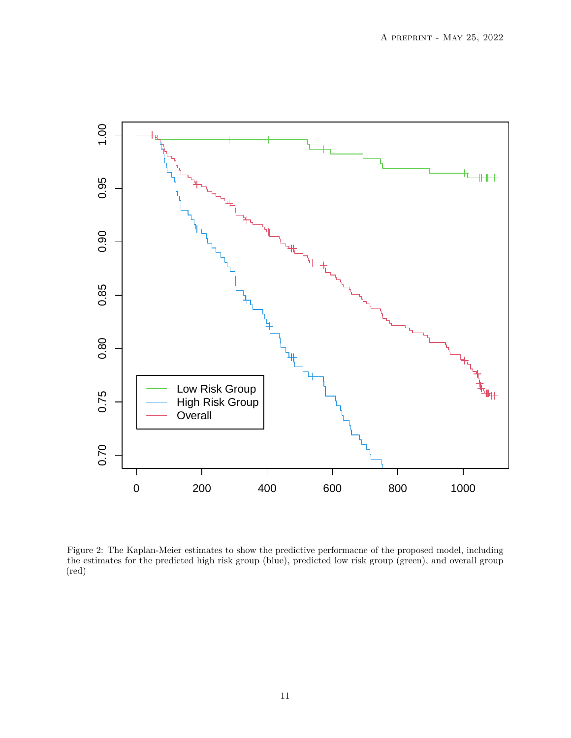Figure 2: The Kaplan-Meier estimates to show the predictive performacne of the proposed model, including the estimates for the predicted high risk group (blue), predicted low risk group (green), and overall group (red)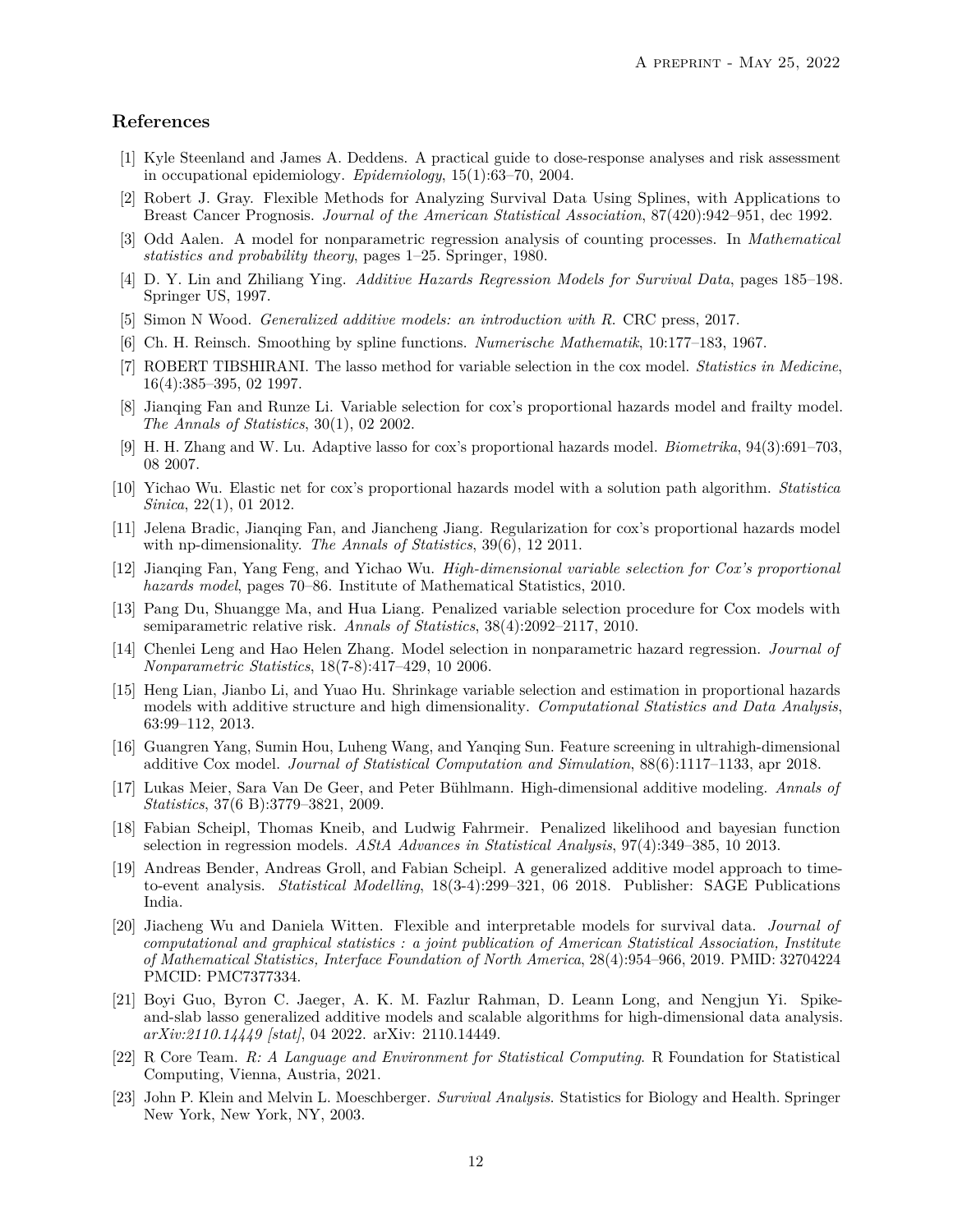## References

[1] Kyle Steenland and James A. Deddens. A practical guide to dose-response analyses and risk assessment in occupational epidemiology. *Epidemiology*, 15(1):63–70, 2004.

[2] Robert J. Gray. Flexible Methods for Analyzing Survival Data Using Splines, with Applications to Breast Cancer Prognosis. *Journal of the American Statistical Association*, 87(420):942–951, dec 1992.

[3] Odd Aalen. A model for nonparametric regression analysis of counting processes. In *Mathematical statistics and probability theory*, pages 1–25. Springer, 1980.

[4] D. Y. Lin and Zhiliang Ying. *Additive Hazards Regression Models for Survival Data*, pages 185–198. Springer US, 1997.

[5] Simon N Wood. *Generalized additive models: an introduction with R*. CRC press, 2017.

[6] Ch. H. Reinsch. Smoothing by spline functions. *Numerische Mathematik*, 10:177–183, 1967.

[7] ROBERT TIBSHIRANI. The lasso method for variable selection in the cox model. *Statistics in Medicine*, 16(4):385–395, 02 1997.

[8] Jianqing Fan and Runze Li. Variable selection for cox's proportional hazards model and frailty model. *The Annals of Statistics*, 30(1), 02 2002.

[9] H. H. Zhang and W. Lu. Adaptive lasso for cox's proportional hazards model. *Biometrika*, 94(3):691–703, 08 2007.

[10] Yichao Wu. Elastic net for cox's proportional hazards model with a solution path algorithm. *Statistica Sinica*, 22(1), 01 2012.

[11] Jelena Bradic, Jianqing Fan, and Jiancheng Jiang. Regularization for cox's proportional hazards model with np-dimensionality. *The Annals of Statistics*, 39(6), 12 2011.

[12] Jianqing Fan, Yang Feng, and Yichao Wu. *High-dimensional variable selection for Cox's proportional hazards model*, pages 70–86. Institute of Mathematical Statistics, 2010.

[13] Pang Du, Shuangge Ma, and Hua Liang. Penalized variable selection procedure for Cox models with semiparametric relative risk. *Annals of Statistics*, 38(4):2092–2117, 2010.

[14] Chenlei Leng and Hao Helen Zhang. Model selection in nonparametric hazard regression. *Journal of Nonparametric Statistics*, 18(7-8):417–429, 10 2006.

[15] Heng Lian, Jianbo Li, and Yuao Hu. Shrinkage variable selection and estimation in proportional hazards models with additive structure and high dimensionality. *Computational Statistics and Data Analysis*, 63:99–112, 2013.

[16] Guangren Yang, Sumin Hou, Luheng Wang, and Yanqing Sun. Feature screening in ultrahigh-dimensional additive Cox model. *Journal of Statistical Computation and Simulation*, 88(6):1117–1133, apr 2018.

[17] Lukas Meier, Sara Van De Geer, and Peter Bühlmann. High-dimensional additive modeling. *Annals of Statistics*, 37(6 B):3779–3821, 2009.

[18] Fabian Scheipl, Thomas Kneib, and Ludwig Fahrmeir. Penalized likelihood and bayesian function selection in regression models. *AStA Advances in Statistical Analysis*, 97(4):349–385, 10 2013.

[19] Andreas Bender, Andreas Groll, and Fabian Scheipl. A generalized additive model approach to time-to-event analysis. *Statistical Modelling*, 18(3-4):299–321, 06 2018. Publisher: SAGE Publications India.

[20] Jiacheng Wu and Daniela Witten. Flexible and interpretable models for survival data. *Journal of computational and graphical statistics : a joint publication of American Statistical Association, Institute of Mathematical Statistics, Interface Foundation of North America*, 28(4):954–966, 2019. PMID: 32704224 PMCID: PMC7377334.

[21] Boyi Guo, Byron C. Jaeger, A. K. M. Fazlur Rahman, D. Leann Long, and Nengjun Yi. Spike-and-slab lasso generalized additive models and scalable algorithms for high-dimensional data analysis. *arXiv:2110.14449 [stat]*, 04 2022. arXiv: 2110.14449.

[22] R Core Team. *R: A Language and Environment for Statistical Computing*. R Foundation for Statistical Computing, Vienna, Austria, 2021.

[23] John P. Klein and Melvin L. Moeschberger. *Survival Analysis*. Statistics for Biology and Health. Springer New York, New York, NY, 2003.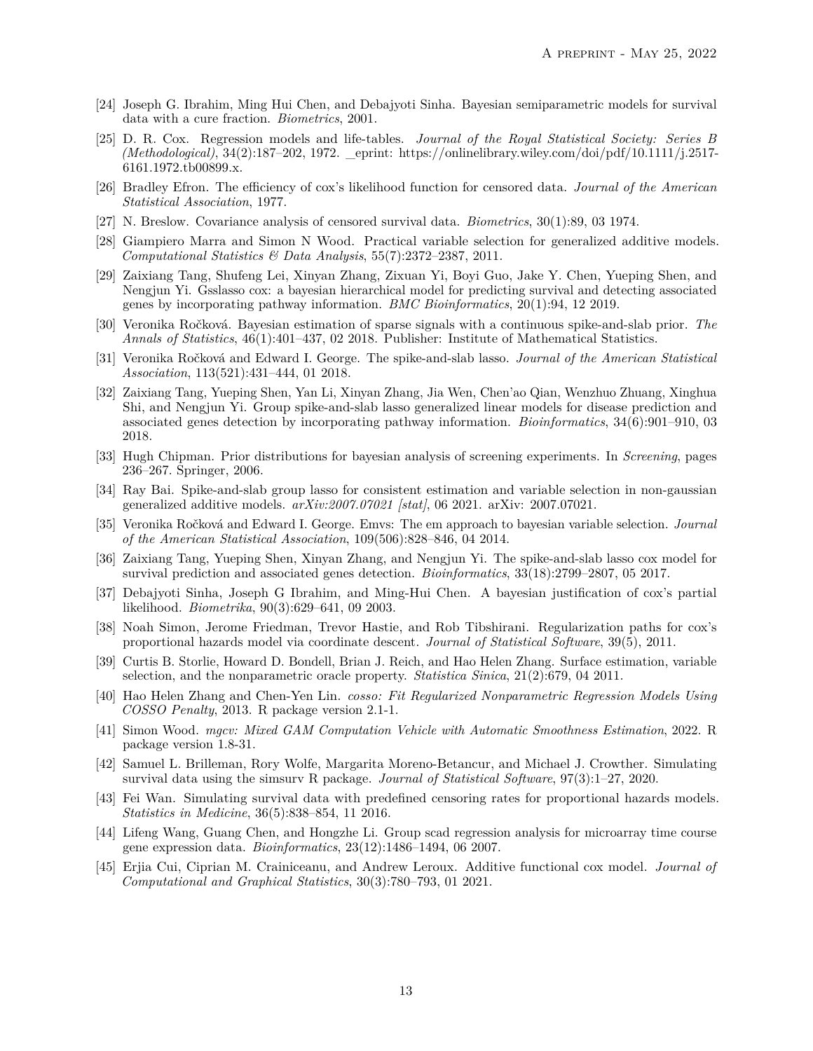[24] Joseph G. Ibrahim, Ming Hui Chen, and Debajyoti Sinha. Bayesian semiparametric models for survival data with a cure fraction. *Biometrics*, 2001.

[25] D. R. Cox. Regression models and life-tables. *Journal of the Royal Statistical Society: Series B (Methodological)*, 34(2):187–202, 1972. _eprint: https://onlinelibrary.wiley.com/doi/pdf/10.1111/j.2517-6161.1972.tb00899.x.

[26] Bradley Efron. The efficiency of cox's likelihood function for censored data. *Journal of the American Statistical Association*, 1977.

[27] N. Breslow. Covariance analysis of censored survival data. *Biometrics*, 30(1):89, 03 1974.

[28] Giampiero Marra and Simon N Wood. Practical variable selection for generalized additive models. *Computational Statistics & Data Analysis*, 55(7):2372–2387, 2011.

[29] Zaixiang Tang, Shufeng Lei, Xinyan Zhang, Zixuan Yi, Boyi Guo, Jake Y. Chen, Yueping Shen, and Nengjun Yi. Gsslasso cox: a bayesian hierarchical model for predicting survival and detecting associated genes by incorporating pathway information. *BMC Bioinformatics*, 20(1):94, 12 2019.

[30] Veronika Ročková. Bayesian estimation of sparse signals with a continuous spike-and-slab prior. *The Annals of Statistics*, 46(1):401–437, 02 2018. Publisher: Institute of Mathematical Statistics.

[31] Veronika Ročková and Edward I. George. The spike-and-slab lasso. *Journal of the American Statistical Association*, 113(521):431–444, 01 2018.

[32] Zaixiang Tang, Yueping Shen, Yan Li, Xinyan Zhang, Jia Wen, Chen'ao Qian, Wenzhuo Zhuang, Xinghua Shi, and Nengjun Yi. Group spike-and-slab lasso generalized linear models for disease prediction and associated genes detection by incorporating pathway information. *Bioinformatics*, 34(6):901–910, 03 2018.

[33] Hugh Chipman. Prior distributions for bayesian analysis of screening experiments. In *Screening*, pages 236–267. Springer, 2006.

[34] Ray Bai. Spike-and-slab group lasso for consistent estimation and variable selection in non-gaussian generalized additive models. *arXiv:2007.07021 [stat]*, 06 2021. arXiv: 2007.07021.

[35] Veronika Ročková and Edward I. George. Emvs: The em approach to bayesian variable selection. *Journal of the American Statistical Association*, 109(506):828–846, 04 2014.

[36] Zaixiang Tang, Yueping Shen, Xinyan Zhang, and Nengjun Yi. The spike-and-slab lasso cox model for survival prediction and associated genes detection. *Bioinformatics*, 33(18):2799–2807, 05 2017.

[37] Debajyoti Sinha, Joseph G Ibrahim, and Ming-Hui Chen. A bayesian justification of cox's partial likelihood. *Biometrika*, 90(3):629–641, 09 2003.

[38] Noah Simon, Jerome Friedman, Trevor Hastie, and Rob Tibshirani. Regularization paths for cox's proportional hazards model via coordinate descent. *Journal of Statistical Software*, 39(5), 2011.

[39] Curtis B. Storlie, Howard D. Bondell, Brian J. Reich, and Hao Helen Zhang. Surface estimation, variable selection, and the nonparametric oracle property. *Statistica Sinica*, 21(2):679, 04 2011.

[40] Hao Helen Zhang and Chen-Yen Lin. *cosso: Fit Regularized Nonparametric Regression Models Using COSSO Penalty*, 2013. R package version 2.1-1.

[41] Simon Wood. *mgcv: Mixed GAM Computation Vehicle with Automatic Smoothness Estimation*, 2022. R package version 1.8-31.

[42] Samuel L. Brilleman, Rory Wolfe, Margarita Moreno-Betancur, and Michael J. Crowther. Simulating survival data using the simsurv R package. *Journal of Statistical Software*, 97(3):1–27, 2020.

[43] Fei Wan. Simulating survival data with predefined censoring rates for proportional hazards models. *Statistics in Medicine*, 36(5):838–854, 11 2016.

[44] Lifeng Wang, Guang Chen, and Hongzhe Li. Group scad regression analysis for microarray time course gene expression data. *Bioinformatics*, 23(12):1486–1494, 06 2007.

[45] Erjia Cui, Ciprian M. Crainiceanu, and Andrew Leroux. Additive functional cox model. *Journal of Computational and Graphical Statistics*, 30(3):780–793, 01 2021.